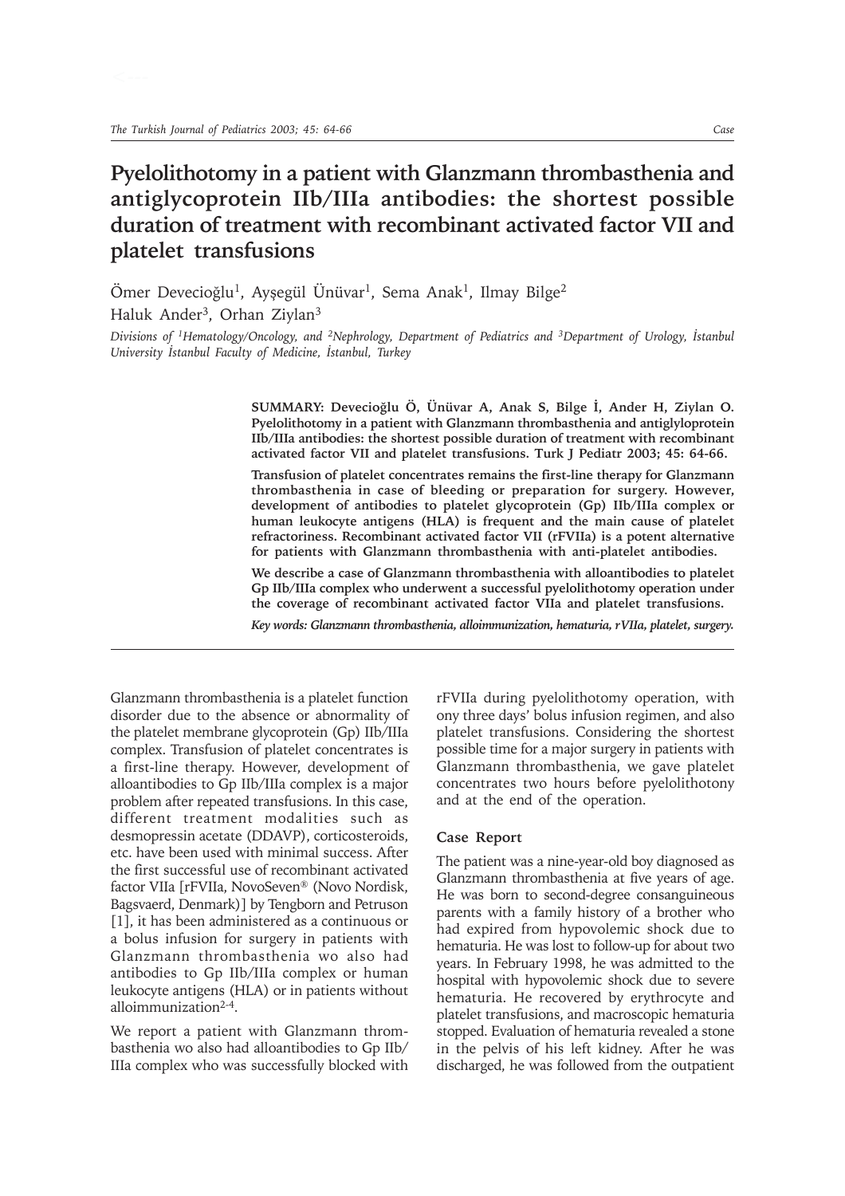# Pyelolithotomy in a patient with Glanzmann thrombasthenia and antiglycoprotein IIb/IIIa antibodies: the shortest possible duration of treatment with recombinant activated factor VII and platelet transfusions

Ömer Devecioğlu[1], Ayşegül Ünüvar[1], Sema Anak[1], Ilmay Bilge[2]
Haluk Ander[3], Orhan Ziylan[3]

*Divisions of [1]Hematology/Oncology, and [2]Nephrology, Department of Pediatrics and [3]Department of Urology, İstanbul University İstanbul Faculty of Medicine, İstanbul, Turkey*

**SUMMARY: Devecioğlu Ö, Ünüvar A, Anak S, Bilge İ, Ander H, Ziylan O. Pyelolithotomy in a patient with Glanzmann thrombasthenia and antiglyloprotein IIb/IIIa antibodies: the shortest possible duration of treatment with recombinant activated factor VII and platelet transfusions. Turk J Pediatr 2003; 45: 64-66.**

**Transfusion of platelet concentrates remains the first-line therapy for Glanzmann thrombasthenia in case of bleeding or preparation for surgery. However, development of antibodies to platelet glycoprotein (Gp) IIb/IIIa complex or human leukocyte antigens (HLA) is frequent and the main cause of platelet refractoriness. Recombinant activated factor VII (rFVIIa) is a potent alternative for patients with Glanzmann thrombasthenia with anti-platelet antibodies.**

**We describe a case of Glanzmann thrombasthenia with alloantibodies to platelet Gp IIb/IIIa complex who underwent a successful pyelolithotomy operation under the coverage of recombinant activated factor VIIa and platelet transfusions.**

***Key words: Glanzmann thrombasthenia, alloimmunization, hematuria, rVIIa, platelet, surgery.***

Glanzmann thrombasthenia is a platelet function disorder due to the absence or abnormality of the platelet membrane glycoprotein (Gp) IIb/IIIa complex. Transfusion of platelet concentrates is a first-line therapy. However, development of alloantibodies to Gp IIb/IIIa complex is a major problem after repeated transfusions. In this case, different treatment modalities such as desmopressin acetate (DDAVP), corticosteroids, etc. have been used with minimal success. After the first successful use of recombinant activated factor VIIa [rFVIIa, NovoSeven® (Novo Nordisk, Bagsvaerd, Denmark)] by Tengborn and Petruson [1], it has been administered as a continuous or a bolus infusion for surgery in patients with Glanzmann thrombasthenia wo also had antibodies to Gp IIb/IIIa complex or human leukocyte antigens (HLA) or in patients without alloimmunization[2-4].

We report a patient with Glanzmann thrombasthenia wo also had alloantibodies to Gp IIb/IIIa complex who was successfully blocked with rFVIIa during pyelolithotomy operation, with ony three days' bolus infusion regimen, and also platelet transfusions. Considering the shortest possible time for a major surgery in patients with Glanzmann thrombasthenia, we gave platelet concentrates two hours before pyelolithotony and at the end of the operation.

## Case Report

The patient was a nine-year-old boy diagnosed as Glanzmann thrombasthenia at five years of age. He was born to second-degree consanguineous parents with a family history of a brother who had expired from hypovolemic shock due to hematuria. He was lost to follow-up for about two years. In February 1998, he was admitted to the hospital with hypovolemic shock due to severe hematuria. He recovered by erythrocyte and platelet transfusions, and macroscopic hematuria stopped. Evaluation of hematuria revealed a stone in the pelvis of his left kidney. After he was discharged, he was followed from the outpatient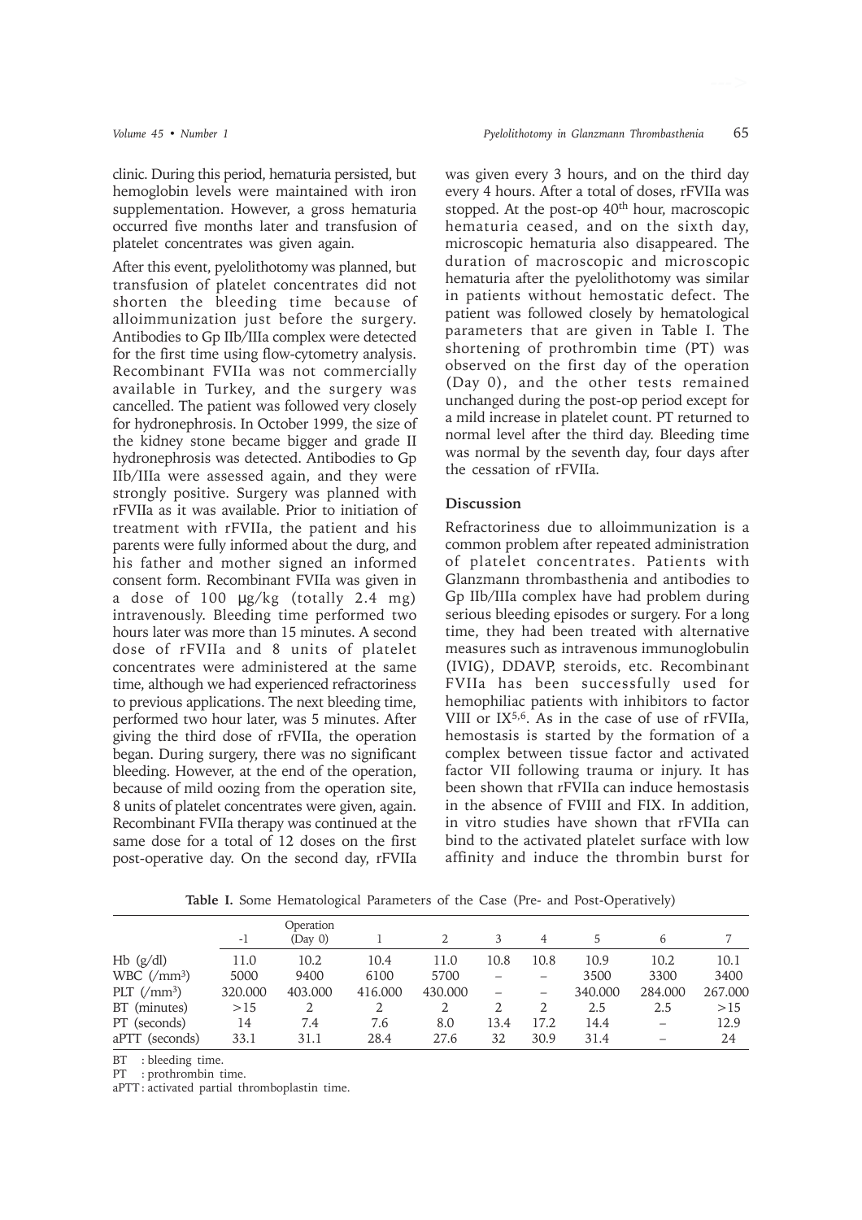clinic. During this period, hematuria persisted, but hemoglobin levels were maintained with iron supplementation. However, a gross hematuria occurred five months later and transfusion of platelet concentrates was given again.

After this event, pyelolithotomy was planned, but transfusion of platelet concentrates did not shorten the bleeding time because of alloimmunization just before the surgery. Antibodies to Gp IIb/IIIa complex were detected for the first time using flow-cytometry analysis. Recombinant FVIIa was not commercially available in Turkey, and the surgery was cancelled. The patient was followed very closely for hydronephrosis. In October 1999, the size of the kidney stone became bigger and grade II hydronephrosis was detected. Antibodies to Gp IIb/IIIa were assessed again, and they were strongly positive. Surgery was planned with rFVIIa as it was available. Prior to initiation of treatment with rFVIIa, the patient and his parents were fully informed about the durg, and his father and mother signed an informed consent form. Recombinant FVIIa was given in a dose of 100 μg/kg (totally 2.4 mg) intravenously. Bleeding time performed two hours later was more than 15 minutes. A second dose of rFVIIa and 8 units of platelet concentrates were administered at the same time, although we had experienced refractoriness to previous applications. The next bleeding time, performed two hour later, was 5 minutes. After giving the third dose of rFVIIa, the operation began. During surgery, there was no significant bleeding. However, at the end of the operation, because of mild oozing from the operation site, 8 units of platelet concentrates were given, again. Recombinant FVIIa therapy was continued at the same dose for a total of 12 doses on the first post-operative day. On the second day, rFVIIa was given every 3 hours, and on the third day every 4 hours. After a total of doses, rFVIIa was stopped. At the post-op 40th hour, macroscopic hematuria ceased, and on the sixth day, microscopic hematuria also disappeared. The duration of macroscopic and microscopic hematuria after the pyelolithotomy was similar in patients without hemostatic defect. The patient was followed closely by hematological parameters that are given in Table I. The shortening of prothrombin time (PT) was observed on the first day of the operation (Day 0), and the other tests remained unchanged during the post-op period except for a mild increase in platelet count. PT returned to normal level after the third day. Bleeding time was normal by the seventh day, four days after the cessation of rFVIIa.

## Discussion

Refractoriness due to alloimmunization is a common problem after repeated administration of platelet concentrates. Patients with Glanzmann thrombasthenia and antibodies to Gp IIb/IIIa complex have had problem during serious bleeding episodes or surgery. For a long time, they had been treated with alternative measures such as intravenous immunoglobulin (IVIG), DDAVP, steroids, etc. Recombinant FVIIa has been successfully used for hemophiliac patients with inhibitors to factor VIII or IX[5,6]. As in the case of use of rFVIIa, hemostasis is started by the formation of a complex between tissue factor and activated factor VII following trauma or injury. It has been shown that rFVIIa can induce hemostasis in the absence of FVIII and FIX. In addition, in vitro studies have shown that rFVIIa can bind to the activated platelet surface with low affinity and induce the thrombin burst for

**Table I.** Some Hematological Parameters of the Case (Pre- and Post-Operatively)

| | -1 | Operation (Day 0) | 1 | 2 | 3 | 4 | 5 | 6 | 7 |
|---|---|---|---|---|---|---|---|---|---|
| Hb (g/dl) | 11.0 | 10.2 | 10.4 | 11.0 | 10.8 | 10.8 | 10.9 | 10.2 | 10.1 |
| WBC (/mm$^3$) | 5000 | 9400 | 6100 | 5700 | – | – | 3500 | 3300 | 3400 |
| PLT (/mm$^3$) | 320.000 | 403.000 | 416.000 | 430.000 | – | – | 340.000 | 284.000 | 267.000 |
| BT (minutes) | >15 | 2 | 2 | 2 | 2 | 2 | 2.5 | 2.5 | >15 |
| PT (seconds) | 14 | 7.4 | 7.6 | 8.0 | 13.4 | 17.2 | 14.4 | – | 12.9 |
| aPTT (seconds) | 33.1 | 31.1 | 28.4 | 27.6 | 32 | 30.9 | 31.4 | – | 24 |

BT : bleeding time.
PT : prothrombin time.
aPTT : activated partial thromboplastin time.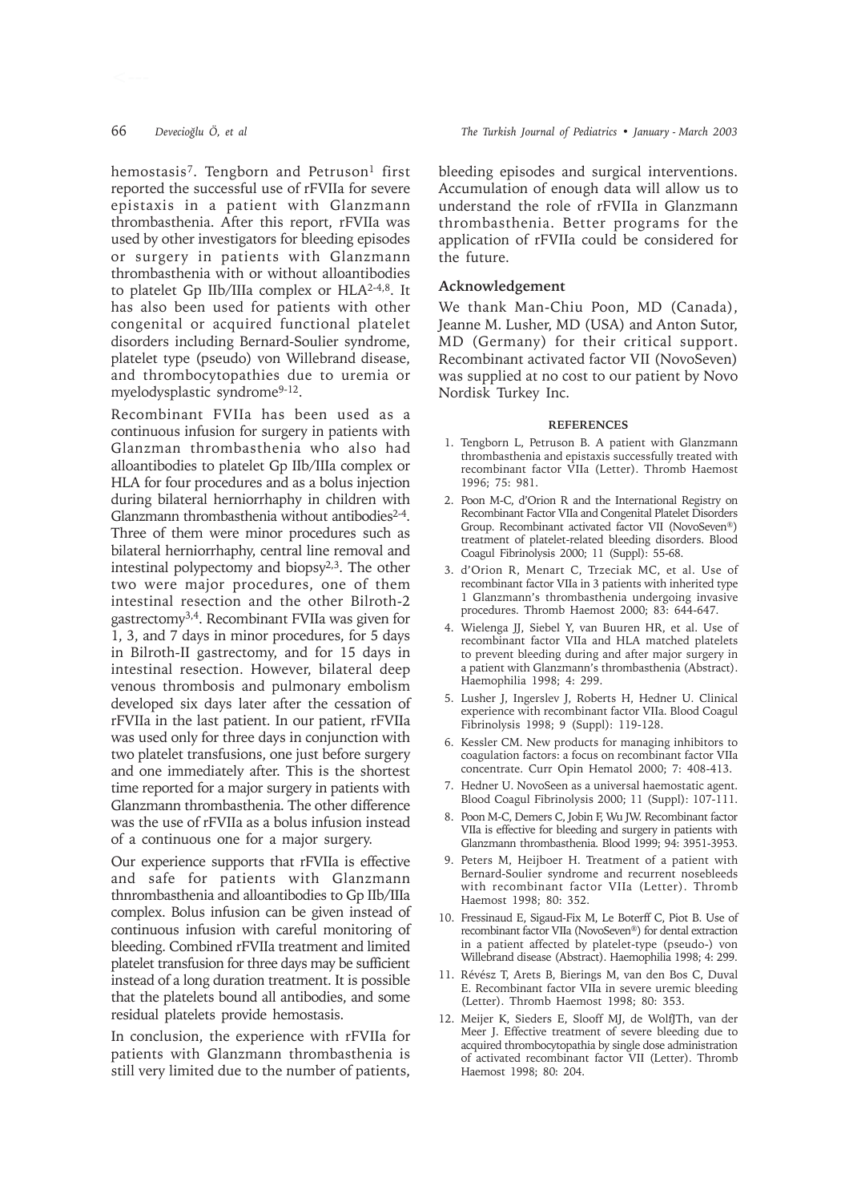hemostasis[7]. Tengborn and Petruson[1] first reported the successful use of rFVIIa for severe epistaxis in a patient with Glanzmann thrombasthenia. After this report, rFVIIa was used by other investigators for bleeding episodes or surgery in patients with Glanzmann thrombasthenia with or without alloantibodies to platelet Gp IIb/IIIa complex or HLA[2-4,8]. It has also been used for patients with other congenital or acquired functional platelet disorders including Bernard-Soulier syndrome, platelet type (pseudo) von Willebrand disease, and thrombocytopathies due to uremia or myelodysplastic syndrome[9-12].

Recombinant FVIIa has been used as a continuous infusion for surgery in patients with Glanzman thrombasthenia who also had alloantibodies to platelet Gp IIb/IIIa complex or HLA for four procedures and as a bolus injection during bilateral herniorrhaphy in children with Glanzmann thrombasthenia without antibodies[2-4]. Three of them were minor procedures such as bilateral herniorrhaphy, central line removal and intestinal polypectomy and biopsy[2,3]. The other two were major procedures, one of them intestinal resection and the other Bilroth-2 gastrectomy[3,4]. Recombinant FVIIa was given for 1, 3, and 7 days in minor procedures, for 5 days in Bilroth-II gastrectomy, and for 15 days in intestinal resection. However, bilateral deep venous thrombosis and pulmonary embolism developed six days later after the cessation of rFVIIa in the last patient. In our patient, rFVIIa was used only for three days in conjunction with two platelet transfusions, one just before surgery and one immediately after. This is the shortest time reported for a major surgery in patients with Glanzmann thrombasthenia. The other difference was the use of rFVIIa as a bolus infusion instead of a continuous one for a major surgery.

Our experience supports that rFVIIa is effective and safe for patients with Glanzmann thnrombasthenia and alloantibodies to Gp IIb/IIIa complex. Bolus infusion can be given instead of continuous infusion with careful monitoring of bleeding. Combined rFVIIa treatment and limited platelet transfusion for three days may be sufficient instead of a long duration treatment. It is possible that the platelets bound all antibodies, and some residual platelets provide hemostasis.

In conclusion, the experience with rFVIIa for patients with Glanzmann thrombasthenia is still very limited due to the number of patients, bleeding episodes and surgical interventions. Accumulation of enough data will allow us to understand the role of rFVIIa in Glanzmann thrombasthenia. Better programs for the application of rFVIIa could be considered for the future.

## Acknowledgement

We thank Man-Chiu Poon, MD (Canada), Jeanne M. Lusher, MD (USA) and Anton Sutor, MD (Germany) for their critical support. Recombinant activated factor VII (NovoSeven) was supplied at no cost to our patient by Novo Nordisk Turkey Inc.

## REFERENCES

1. Tengborn L, Petruson B. A patient with Glanzmann thrombasthenia and epistaxis successfully treated with recombinant factor VIIa (Letter). Thromb Haemost 1996; 75: 981.
2. Poon M-C, d'Orion R and the International Registry on Recombinant Factor VIIa and Congenital Platelet Disorders Group. Recombinant activated factor VII (NovoSeven®) treatment of platelet-related bleeding disorders. Blood Coagul Fibrinolysis 2000; 11 (Suppl): 55-68.
3. d'Orion R, Menart C, Trzeciak MC, et al. Use of recombinant factor VIIa in 3 patients with inherited type 1 Glanzmann's thrombasthenia undergoing invasive procedures. Thromb Haemost 2000; 83: 644-647.
4. Wielenga JJ, Siebel Y, van Buuren HR, et al. Use of recombinant factor VIIa and HLA matched platelets to prevent bleeding during and after major surgery in a patient with Glanzmann's thrombasthenia (Abstract). Haemophilia 1998; 4: 299.
5. Lusher J, Ingerslev J, Roberts H, Hedner U. Clinical experience with recombinant factor VIIa. Blood Coagul Fibrinolysis 1998; 9 (Suppl): 119-128.
6. Kessler CM. New products for managing inhibitors to coagulation factors: a focus on recombinant factor VIIa concentrate. Curr Opin Hematol 2000; 7: 408-413.
7. Hedner U. NovoSeen as a universal haemostatic agent. Blood Coagul Fibrinolysis 2000; 11 (Suppl): 107-111.
8. Poon M-C, Demers C, Jobin F, Wu JW. Recombinant factor VIIa is effective for bleeding and surgery in patients with Glanzmann thrombasthenia. Blood 1999; 94: 3951-3953.
9. Peters M, Heijboer H. Treatment of a patient with Bernard-Soulier syndrome and recurrent nosebleeds with recombinant factor VIIa (Letter). Thromb Haemost 1998; 80: 352.
10. Fressinaud E, Sigaud-Fix M, Le Boterff C, Piot B. Use of recombinant factor VIIa (NovoSeven®) for dental extraction in a patient affected by platelet-type (pseudo-) von Willebrand disease (Abstract). Haemophilia 1998; 4: 299.
11. Révész T, Arets B, Bierings M, van den Bos C, Duval E. Recombinant factor VIIa in severe uremic bleeding (Letter). Thromb Haemost 1998; 80: 353.
12. Meijer K, Sieders E, Slooff MJ, de WolfJTh, van der Meer J. Effective treatment of severe bleeding due to acquired thrombocytopathia by single dose administration of activated recombinant factor VII (Letter). Thromb Haemost 1998; 80: 204.